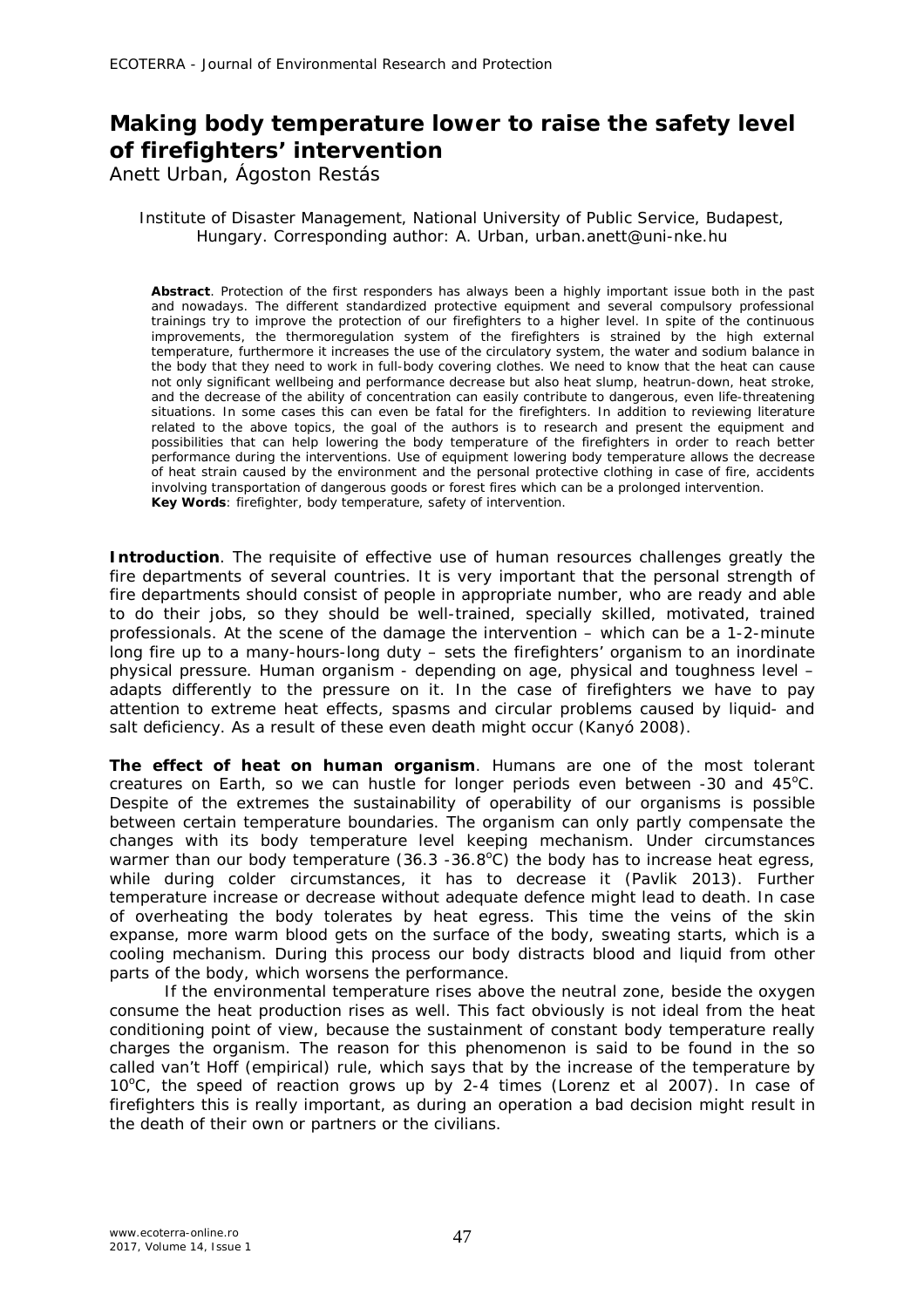# Making body temperature lower to raise the safety level of firefighters' intervention

Anett Urban, Ágoston Restás

Institute of Disaster Management, National University of Public Service, Budapest, Hungary. Corresponding author: A. Urban, urban.anett@uni-nke.hu

**Abstract**. Protection of the first responders has always been a highly important issue both in the past and nowadays. The different standardized protective equipment and several compulsory professional trainings try to improve the protection of our firefighters to a higher level. In spite of the continuous improvements, the thermoregulation system of the firefighters is strained by the high external temperature, furthermore it increases the use of the circulatory system, the water and sodium balance in the body that they need to work in full-body covering clothes. We need to know that the heat can cause not only significant wellbeing and performance decrease but also heat slump, heatrun-down, heat stroke, and the decrease of the ability of concentration can easily contribute to dangerous, even life-threatening situations. In some cases this can even be fatal for the firefighters. In addition to reviewing literature related to the above topics, the goal of the authors is to research and present the equipment and possibilities that can help lowering the body temperature of the firefighters in order to reach better performance during the interventions. Use of equipment lowering body temperature allows the decrease of heat strain caused by the environment and the personal protective clothing in case of fire, accidents involving transportation of dangerous goods or forest fires which can be a prolonged intervention.

**Key Words**: firefighter, body temperature, safety of intervention.

**Introduction**. The requisite of effective use of human resources challenges greatly the fire departments of several countries. It is very important that the personal strength of fire departments should consist of people in appropriate number, who are ready and able to do their jobs, so they should be well-trained, specially skilled, motivated, trained professionals. At the scene of the damage the intervention – which can be a 1-2-minute long fire up to a many-hours-long duty – sets the firefighters' organism to an inordinate physical pressure. Human organism - depending on age, physical and toughness level – adapts differently to the pressure on it. In the case of firefighters we have to pay attention to extreme heat effects, spasms and circular problems caused by liquid- and salt deficiency. As a result of these even death might occur (Kanyó 2008).

**The effect of heat on human organism**. Humans are one of the most tolerant creatures on Earth, so we can hustle for longer periods even between -30 and 45°C. Despite of the extremes the sustainability of operability of our organisms is possible between certain temperature boundaries. The organism can only partly compensate the changes with its body temperature level keeping mechanism. Under circumstances warmer than our body temperature (36.3 -36.8°C) the body has to increase heat egress, while during colder circumstances, it has to decrease it (Pavlik 2013). Further temperature increase or decrease without adequate defence might lead to death. In case of overheating the body tolerates by heat egress. This time the veins of the skin expanse, more warm blood gets on the surface of the body, sweating starts, which is a cooling mechanism. During this process our body distracts blood and liquid from other parts of the body, which worsens the performance.

If the environmental temperature rises above the neutral zone, beside the oxygen consume the heat production rises as well. This fact obviously is not ideal from the heat conditioning point of view, because the sustainment of constant body temperature really charges the organism. The reason for this phenomenon is said to be found in the so called van't Hoff (empirical) rule, which says that by the increase of the temperature by 10°C, the speed of reaction grows up by 2-4 times (Lorenz et al 2007). In case of firefighters this is really important, as during an operation a bad decision might result in the death of their own or partners or the civilians.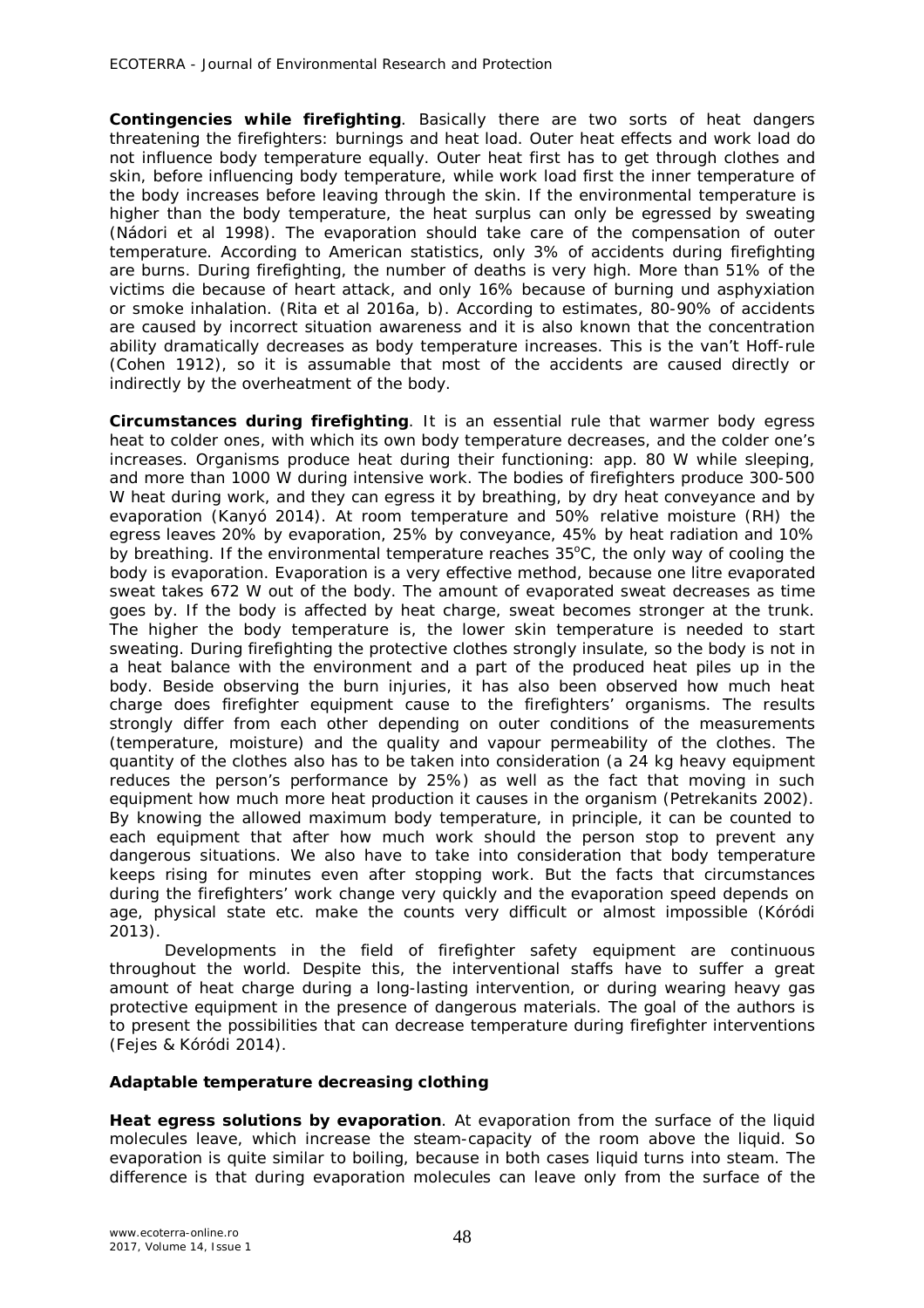**Contingencies while firefighting**. Basically there are two sorts of heat dangers threatening the firefighters: burnings and heat load. Outer heat effects and work load do not influence body temperature equally. Outer heat first has to get through clothes and skin, before influencing body temperature, while work load first the inner temperature of the body increases before leaving through the skin. If the environmental temperature is higher than the body temperature, the heat surplus can only be egressed by sweating (Nádori et al 1998). The evaporation should take care of the compensation of outer temperature. According to American statistics, only 3% of accidents during firefighting are burns. During firefighting, the number of deaths is very high. More than 51% of the victims die because of heart attack, and only 16% because of burning und asphyxiation or smoke inhalation. (Rita et al 2016a, b). According to estimates, 80-90% of accidents are caused by incorrect situation awareness and it is also known that the concentration ability dramatically decreases as body temperature increases. This is the van't Hoff-rule (Cohen 1912), so it is assumable that most of the accidents are caused directly or indirectly by the overheatment of the body.

**Circumstances during firefighting**. It is an essential rule that warmer body egress heat to colder ones, with which its own body temperature decreases, and the colder one's increases. Organisms produce heat during their functioning: app. 80 W while sleeping, and more than 1000 W during intensive work. The bodies of firefighters produce 300-500 W heat during work, and they can egress it by breathing, by dry heat conveyance and by evaporation (Kanyó 2014). At room temperature and 50% relative moisture (RH) the egress leaves 20% by evaporation, 25% by conveyance, 45% by heat radiation and 10% by breathing. If the environmental temperature reaches 35°C, the only way of cooling the body is evaporation. Evaporation is a very effective method, because one litre evaporated sweat takes 672 W out of the body. The amount of evaporated sweat decreases as time goes by. If the body is affected by heat charge, sweat becomes stronger at the trunk. The higher the body temperature is, the lower skin temperature is needed to start sweating. During firefighting the protective clothes strongly insulate, so the body is not in a heat balance with the environment and a part of the produced heat piles up in the body. Beside observing the burn injuries, it has also been observed how much heat charge does firefighter equipment cause to the firefighters' organisms. The results strongly differ from each other depending on outer conditions of the measurements (temperature, moisture) and the quality and vapour permeability of the clothes. The quantity of the clothes also has to be taken into consideration (a 24 kg heavy equipment reduces the person's performance by 25%) as well as the fact that moving in such equipment how much more heat production it causes in the organism (Petrekanits 2002). By knowing the allowed maximum body temperature, in principle, it can be counted to each equipment that after how much work should the person stop to prevent any dangerous situations. We also have to take into consideration that body temperature keeps rising for minutes even after stopping work. But the facts that circumstances during the firefighters' work change very quickly and the evaporation speed depends on age, physical state etc. make the counts very difficult or almost impossible (Kóródi 2013).

Developments in the field of firefighter safety equipment are continuous throughout the world. Despite this, the interventional staffs have to suffer a great amount of heat charge during a long-lasting intervention, or during wearing heavy gas protective equipment in the presence of dangerous materials. The goal of the authors is to present the possibilities that can decrease temperature during firefighter interventions (Fejes & Kóródi 2014).

### Adaptable temperature decreasing clothing

**Heat egress solutions by evaporation**. At evaporation from the surface of the liquid molecules leave, which increase the steam-capacity of the room above the liquid. So evaporation is quite similar to boiling, because in both cases liquid turns into steam. The difference is that during evaporation molecules can leave only from the surface of the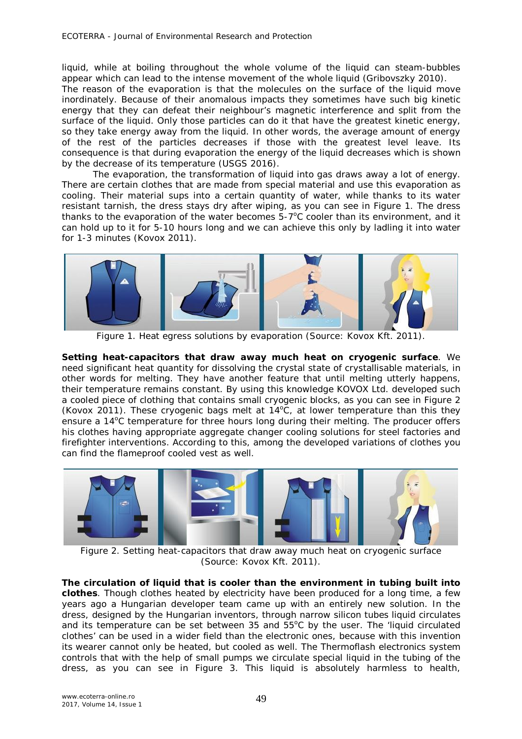liquid, while at boiling throughout the whole volume of the liquid can steam-bubbles appear which can lead to the intense movement of the whole liquid (Gribovszky 2010).
The reason of the evaporation is that the molecules on the surface of the liquid move inordinately. Because of their anomalous impacts they sometimes have such big kinetic energy that they can defeat their neighbour's magnetic interference and split from the surface of the liquid. Only those particles can do it that have the greatest kinetic energy, so they take energy away from the liquid. In other words, the average amount of energy of the rest of the particles decreases if those with the greatest level leave. Its consequence is that during evaporation the energy of the liquid decreases which is shown by the decrease of its temperature (USGS 2016).

The evaporation, the transformation of liquid into gas draws away a lot of energy. There are certain clothes that are made from special material and use this evaporation as cooling. Their material sups into a certain quantity of water, while thanks to its water resistant tarnish, the dress stays dry after wiping, as you can see in Figure 1. The dress thanks to the evaporation of the water becomes 5-7°C cooler than its environment, and it can hold up to it for 5-10 hours long and we can achieve this only by ladling it into water for 1-3 minutes (Kovox 2011).

Figure 1. Heat egress solutions by evaporation (Source: Kovox Kft. 2011).

**Setting heat-capacitors that draw away much heat on cryogenic surface**. We need significant heat quantity for dissolving the crystal state of crystallisable materials, in other words for melting. They have another feature that until melting utterly happens, their temperature remains constant. By using this knowledge KOVOX Ltd. developed such a cooled piece of clothing that contains small cryogenic blocks, as you can see in Figure 2 (Kovox 2011). These cryogenic bags melt at 14°C, at lower temperature than this they ensure a 14°C temperature for three hours long during their melting. The producer offers his clothes having appropriate aggregate changer cooling solutions for steel factories and firefighter interventions. According to this, among the developed variations of clothes you can find the flameproof cooled vest as well.

Figure 2. Setting heat-capacitors that draw away much heat on cryogenic surface (Source: Kovox Kft. 2011).

**The circulation of liquid that is cooler than the environment in tubing built into clothes**. Though clothes heated by electricity have been produced for a long time, a few years ago a Hungarian developer team came up with an entirely new solution. In the dress, designed by the Hungarian inventors, through narrow silicon tubes liquid circulates and its temperature can be set between 35 and 55°C by the user. The 'liquid circulated clothes' can be used in a wider field than the electronic ones, because with this invention its wearer cannot only be heated, but cooled as well. The Thermoflash electronics system controls that with the help of small pumps we circulate special liquid in the tubing of the dress, as you can see in Figure 3. This liquid is absolutely harmless to health,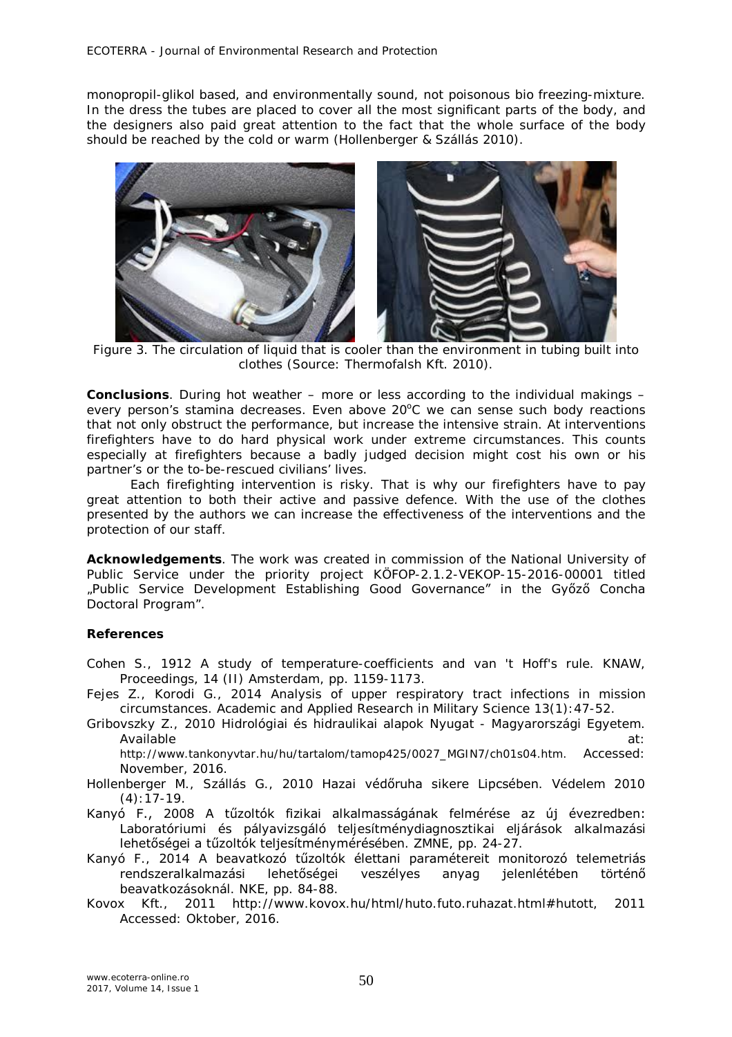monopropil-glikol based, and environmentally sound, not poisonous bio freezing-mixture. In the dress the tubes are placed to cover all the most significant parts of the body, and the designers also paid great attention to the fact that the whole surface of the body should be reached by the cold or warm (Hollenberger & Szállás 2010).

Figure 3. The circulation of liquid that is cooler than the environment in tubing built into clothes (Source: Thermofalsh Kft. 2010).

**Conclusions**. During hot weather – more or less according to the individual makings – every person's stamina decreases. Even above 20$^o$C we can sense such body reactions that not only obstruct the performance, but increase the intensive strain. At interventions firefighters have to do hard physical work under extreme circumstances. This counts especially at firefighters because a badly judged decision might cost his own or his partner's or the to-be-rescued civilians' lives.

Each firefighting intervention is risky. That is why our firefighters have to pay great attention to both their active and passive defence. With the use of the clothes presented by the authors we can increase the effectiveness of the interventions and the protection of our staff.

**Acknowledgements**. The work was created in commission of the National University of Public Service under the priority project KÖFOP-2.1.2-VEKOP-15-2016-00001 titled „Public Service Development Establishing Good Governance" in the Győző Concha Doctoral Program".

**References**

Cohen S., 1912 A study of temperature-coefficients and van 't Hoff's rule. KNAW, Proceedings, 14 (II) Amsterdam, pp. 1159-1173.

Fejes Z., Korodi G., 2014 Analysis of upper respiratory tract infections in mission circumstances. Academic and Applied Research in Military Science 13(1):47-52.

Gribovszky Z., 2010 Hidrológiai és hidraulikai alapok Nyugat - Magyarországi Egyetem. Available at: http://www.tankonyvtar.hu/hu/tartalom/tamop425/0027_MGIN7/ch01s04.htm. Accessed: November, 2016.

Hollenberger M., Szállás G., 2010 Hazai védőruha sikere Lipcsében. Védelem 2010 (4):17-19.

Kanyó F., 2008 A tűzoltók fizikai alkalmasságának felmérése az új évezredben: Laboratóriumi és pályavizsgáló teljesítménydiagnosztikai eljárások alkalmazási lehetőségei a tűzoltók teljesítménymérésében. ZMNE, pp. 24-27.

Kanyó F., 2014 A beavatkozó tűzoltók élettani paramétereit monitorozó telemetriás rendszeralkalmazási lehetőségei veszélyes anyag jelenlétében történő beavatkozásoknál. NKE, pp. 84-88.

Kovox Kft., 2011 http://www.kovox.hu/html/huto.futo.ruhazat.html#hutott, 2011 Accessed: Oktober, 2016.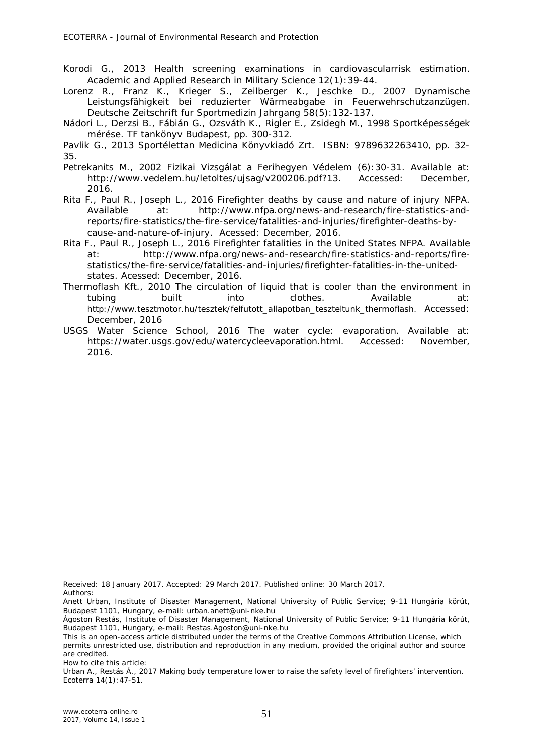Korodi G., 2013 Health screening examinations in cardiovascularrisk estimation. Academic and Applied Research in Military Science 12(1):39-44.

Lorenz R., Franz K., Krieger S., Zeilberger K., Jeschke D., 2007 Dynamische Leistungsfähigkeit bei reduzierter Wärmeabgabe in Feuerwehrschutzanzügen. Deutsche Zeitschrift fur Sportmedizin Jahrgang 58(5):132-137.

Nádori L., Derzsi B., Fábián G., Ozsváth K., Rigler E., Zsidegh M., 1998 Sportképességek mérése. TF tankönyv Budapest, pp. 300-312.

Pavlik G., 2013 Sportélettan Medicina Könyvkiadó Zrt. ISBN: 9789632263410, pp. 32-35.

Petrekanits M., 2002 Fizikai Vizsgálat a Ferihegyen Védelem (6):30-31. Available at: http://www.vedelem.hu/letoltes/ujsag/v200206.pdf?13. Accessed: December, 2016.

Rita F., Paul R., Joseph L., 2016 Firefighter deaths by cause and nature of injury NFPA. Available at: http://www.nfpa.org/news-and-research/fire-statistics-and-reports/fire-statistics/the-fire-service/fatalities-and-injuries/firefighter-deaths-by-cause-and-nature-of-injury. Acessed: December, 2016.

Rita F., Paul R., Joseph L., 2016 Firefighter fatalities in the United States NFPA. Available at: http://www.nfpa.org/news-and-research/fire-statistics-and-reports/fire-statistics/the-fire-service/fatalities-and-injuries/firefighter-fatalities-in-the-united-states. Acessed: December, 2016.

Thermoflash Kft., 2010 The circulation of liquid that is cooler than the environment in tubing built into clothes. Available at: http://www.tesztmotor.hu/tesztek/felfutott_allapotban_teszteltunk_thermoflash. Accessed: December, 2016

USGS Water Science School, 2016 The water cycle: evaporation. Available at: https://water.usgs.gov/edu/watercycleevaporation.html. Accessed: November, 2016.

Received: 18 January 2017. Accepted: 29 March 2017. Published online: 30 March 2017.
Authors:
Anett Urban, Institute of Disaster Management, National University of Public Service; 9-11 Hungária körút, Budapest 1101, Hungary, e-mail: urban.anett@uni-nke.hu
Ágoston Restás, Institute of Disaster Management, National University of Public Service; 9-11 Hungária körút, Budapest 1101, Hungary, e-mail: Restas.Agoston@uni-nke.hu
This is an open-access article distributed under the terms of the Creative Commons Attribution License, which permits unrestricted use, distribution and reproduction in any medium, provided the original author and source are credited.
How to cite this article:
Urban A., Restás Á., 2017 Making body temperature lower to raise the safety level of firefighters' intervention. Ecoterra 14(1):47-51.